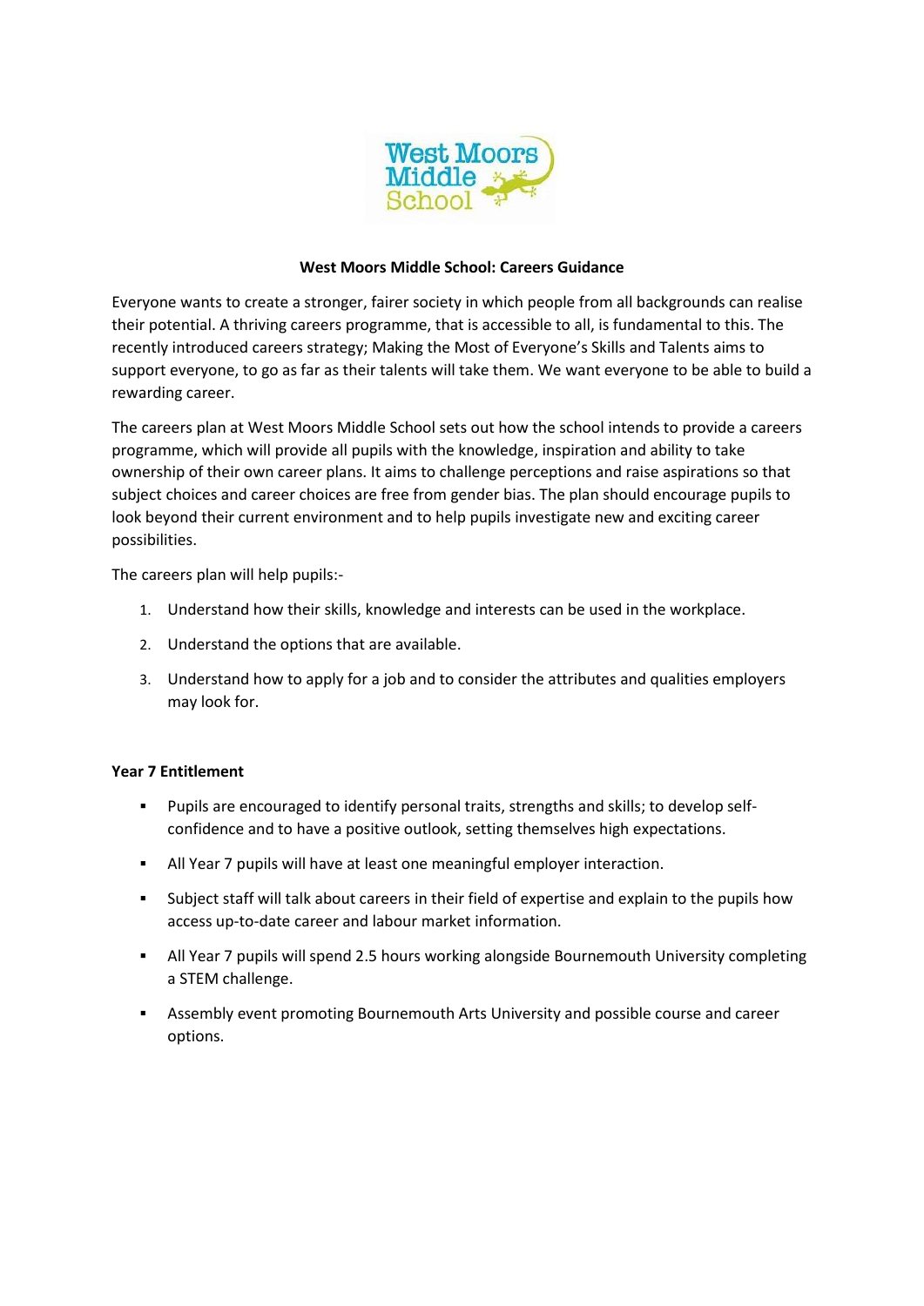# West Moors Middle School: Careers Guidance

Everyone wants to create a stronger, fairer society in which people from all backgrounds can realise their potential. A thriving careers programme, that is accessible to all, is fundamental to this. The recently introduced careers strategy; Making the Most of Everyone's Skills and Talents aims to support everyone, to go as far as their talents will take them. We want everyone to be able to build a rewarding career.

The careers plan at West Moors Middle School sets out how the school intends to provide a careers programme, which will provide all pupils with the knowledge, inspiration and ability to take ownership of their own career plans. It aims to challenge perceptions and raise aspirations so that subject choices and career choices are free from gender bias. The plan should encourage pupils to look beyond their current environment and to help pupils investigate new and exciting career possibilities.

The careers plan will help pupils:-

1. Understand how their skills, knowledge and interests can be used in the workplace.
2. Understand the options that are available.
3. Understand how to apply for a job and to consider the attributes and qualities employers may look for.

**Year 7 Entitlement**

- Pupils are encouraged to identify personal traits, strengths and skills; to develop self-confidence and to have a positive outlook, setting themselves high expectations.
- All Year 7 pupils will have at least one meaningful employer interaction.
- Subject staff will talk about careers in their field of expertise and explain to the pupils how access up-to-date career and labour market information.
- All Year 7 pupils will spend 2.5 hours working alongside Bournemouth University completing a STEM challenge.
- Assembly event promoting Bournemouth Arts University and possible course and career options.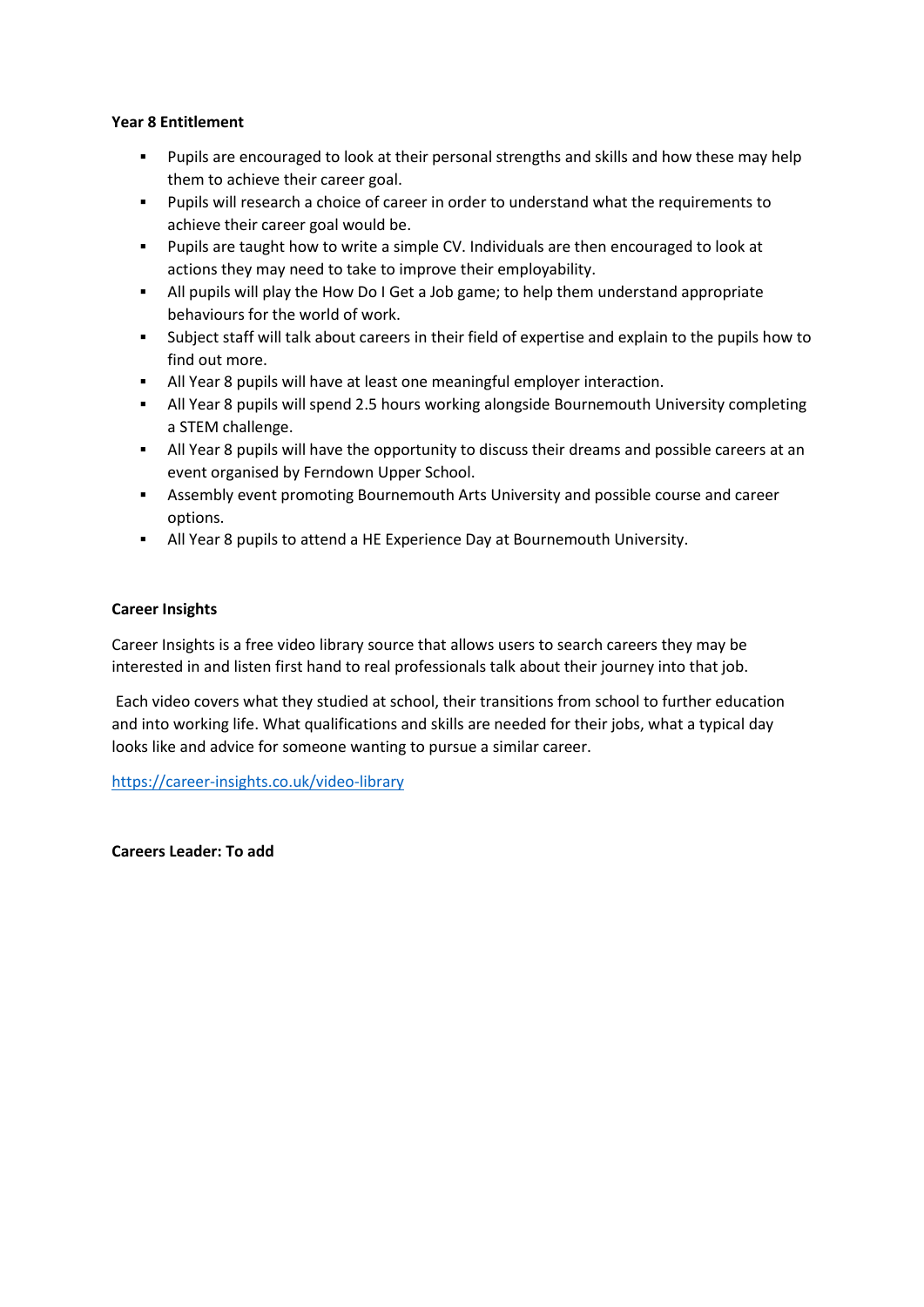**Year 8 Entitlement**

- Pupils are encouraged to look at their personal strengths and skills and how these may help them to achieve their career goal.
- Pupils will research a choice of career in order to understand what the requirements to achieve their career goal would be.
- Pupils are taught how to write a simple CV. Individuals are then encouraged to look at actions they may need to take to improve their employability.
- All pupils will play the How Do I Get a Job game; to help them understand appropriate behaviours for the world of work.
- Subject staff will talk about careers in their field of expertise and explain to the pupils how to find out more.
- All Year 8 pupils will have at least one meaningful employer interaction.
- All Year 8 pupils will spend 2.5 hours working alongside Bournemouth University completing a STEM challenge.
- All Year 8 pupils will have the opportunity to discuss their dreams and possible careers at an event organised by Ferndown Upper School.
- Assembly event promoting Bournemouth Arts University and possible course and career options.
- All Year 8 pupils to attend a HE Experience Day at Bournemouth University.

**Career Insights**

Career Insights is a free video library source that allows users to search careers they may be interested in and listen first hand to real professionals talk about their journey into that job.

Each video covers what they studied at school, their transitions from school to further education and into working life. What qualifications and skills are needed for their jobs, what a typical day looks like and advice for someone wanting to pursue a similar career.

https://career-insights.co.uk/video-library

**Careers Leader: To add**